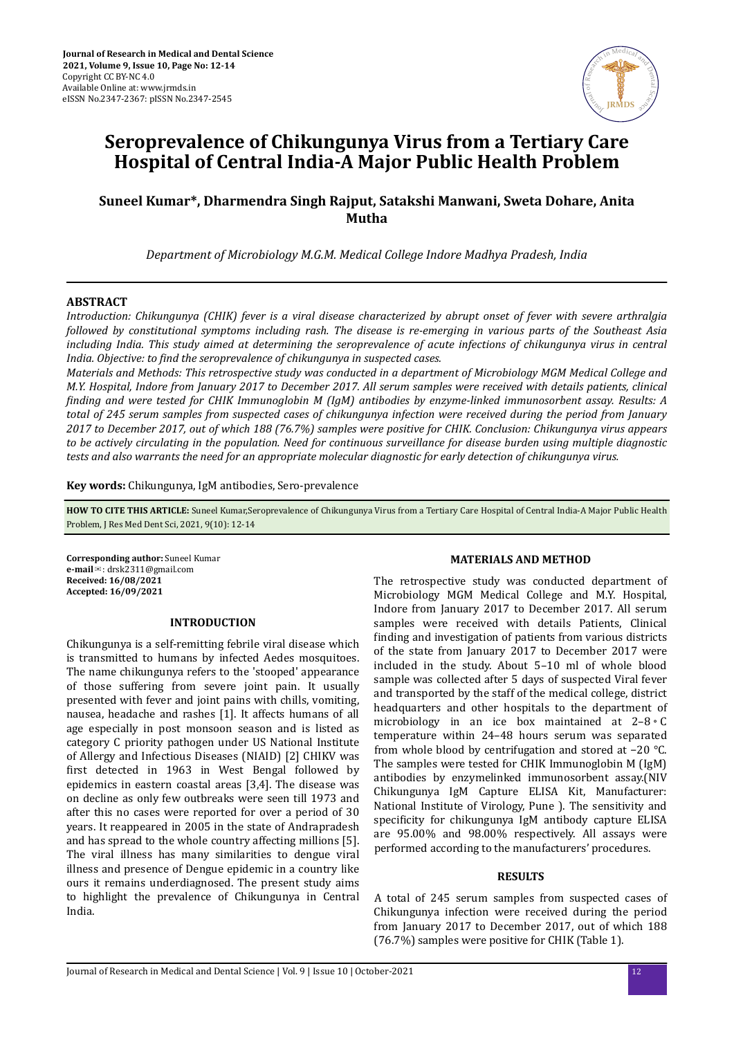# Seroprevalence of Chikungunya Virus from a Tertiary Care Hospital of Central India-A Major Public Health Problem

**Suneel Kumar*, Dharmendra Singh Rajput, Satakshi Manwani, Sweta Dohare, Anita Mutha**

*Department of Microbiology M.G.M. Medical College Indore Madhya Pradesh, India*

## ABSTRACT

*Introduction: Chikungunya (CHIK) fever is a viral disease characterized by abrupt onset of fever with severe arthralgia followed by constitutional symptoms including rash. The disease is re-emerging in various parts of the Southeast Asia including India. This study aimed at determining the seroprevalence of acute infections of chikungunya virus in central India. Objective: to find the seroprevalence of chikungunya in suspected cases.*

*Materials and Methods: This retrospective study was conducted in a department of Microbiology MGM Medical College and M.Y. Hospital, Indore from January 2017 to December 2017. All serum samples were received with details patients, clinical finding and were tested for CHIK Immunoglobin M (IgM) antibodies by enzyme-linked immunosorbent assay. Results: A total of 245 serum samples from suspected cases of chikungunya infection were received during the period from January 2017 to December 2017, out of which 188 (76.7%) samples were positive for CHIK. Conclusion: Chikungunya virus appears to be actively circulating in the population. Need for continuous surveillance for disease burden using multiple diagnostic tests and also warrants the need for an appropriate molecular diagnostic for early detection of chikungunya virus.*

**Key words:** Chikungunya, IgM antibodies, Sero-prevalence

**HOW TO CITE THIS ARTICLE:** Suneel Kumar,Seroprevalence of Chikungunya Virus from a Tertiary Care Hospital of Central India-A Major Public Health Problem, J Res Med Dent Sci, 2021, 9(10): 12-14

**Corresponding author:** Suneel Kumar
**e-mail**: drsk2311@gmail.com
**Received: 16/08/2021**
**Accepted: 16/09/2021**

## INTRODUCTION

Chikungunya is a self-remitting febrile viral disease which is transmitted to humans by infected Aedes mosquitoes. The name chikungunya refers to the 'stooped' appearance of those suffering from severe joint pain. It usually presented with fever and joint pains with chills, vomiting, nausea, headache and rashes [1]. It affects humans of all age especially in post monsoon season and is listed as category C priority pathogen under US National Institute of Allergy and Infectious Diseases (NIAID) [2] CHIKV was first detected in 1963 in West Bengal followed by epidemics in eastern coastal areas [3,4]. The disease was on decline as only few outbreaks were seen till 1973 and after this no cases were reported for over a period of 30 years. It reappeared in 2005 in the state of Andrapradesh and has spread to the whole country affecting millions [5]. The viral illness has many similarities to dengue viral illness and presence of Dengue epidemic in a country like ours it remains underdiagnosed. The present study aims to highlight the prevalence of Chikungunya in Central India.

## MATERIALS AND METHOD

The retrospective study was conducted department of Microbiology MGM Medical College and M.Y. Hospital, Indore from January 2017 to December 2017. All serum samples were received with details Patients, Clinical finding and investigation of patients from various districts of the state from January 2017 to December 2017 were included in the study. About 5–10 ml of whole blood sample was collected after 5 days of suspected Viral fever and transported by the staff of the medical college, district headquarters and other hospitals to the department of microbiology in an ice box maintained at 2–8 ∘ C temperature within 24–48 hours serum was separated from whole blood by centrifugation and stored at −20 °C. The samples were tested for CHIK Immunoglobin M (IgM) antibodies by enzymelinked immunosorbent assay.(NIV Chikungunya IgM Capture ELISA Kit, Manufacturer: National Institute of Virology, Pune ). The sensitivity and specificity for chikungunya IgM antibody capture ELISA are 95.00% and 98.00% respectively. All assays were performed according to the manufacturers' procedures.

## RESULTS

A total of 245 serum samples from suspected cases of Chikungunya infection were received during the period from January 2017 to December 2017, out of which 188 (76.7%) samples were positive for CHIK (Table 1).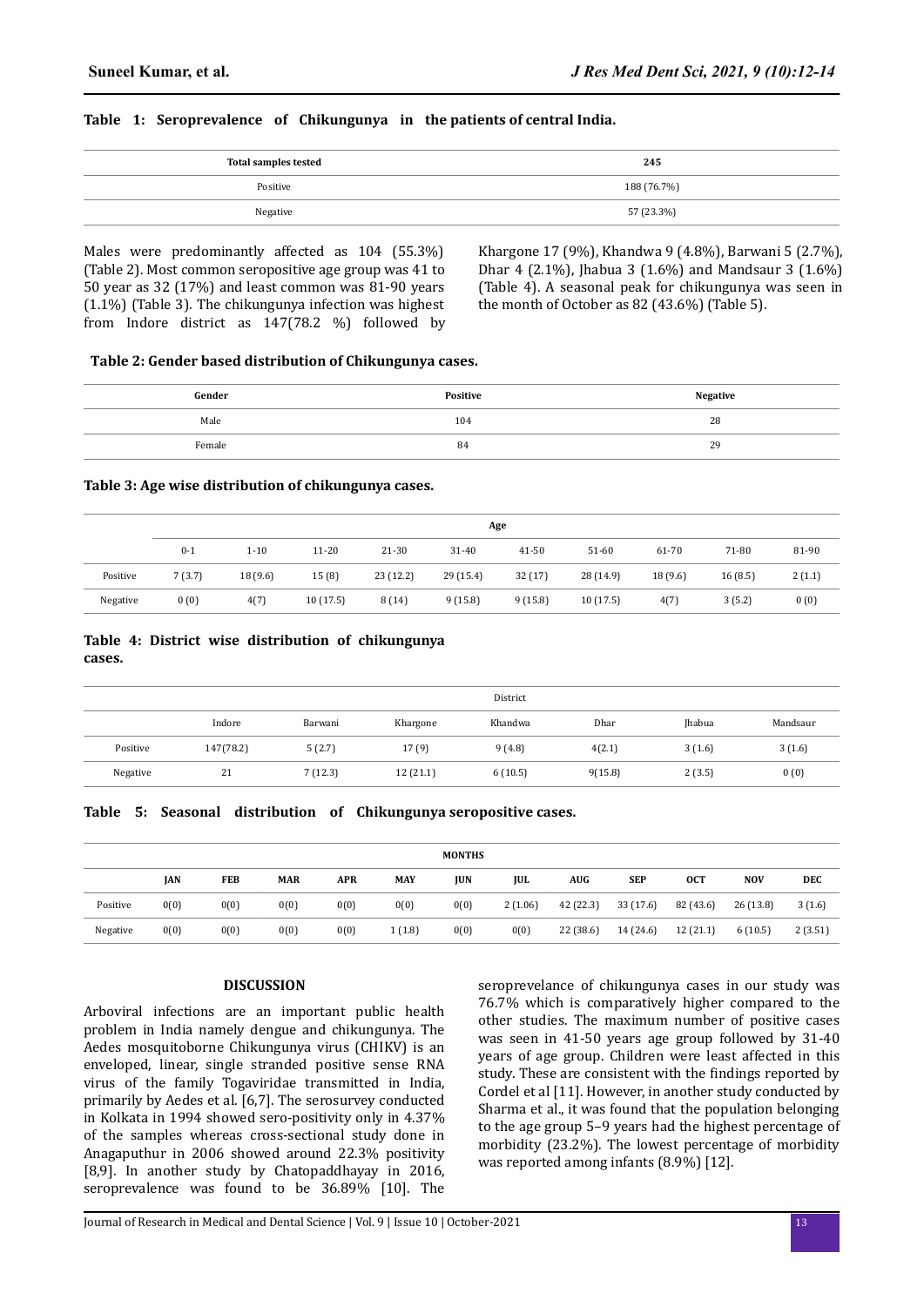**Table 1: Seroprevalence of Chikungunya in the patients of central India.**

| Total samples tested | 245 |
|---|---|
| Positive | 188 (76.7%) |
| Negative | 57 (23.3%) |

Males were predominantly affected as 104 (55.3%) (Table 2). Most common seropositive age group was 41 to 50 year as 32 (17%) and least common was 81-90 years (1.1%) (Table 3). The chikungunya infection was highest from Indore district as 147(78.2 %) followed by Khargone 17 (9%), Khandwa 9 (4.8%), Barwani 5 (2.7%), Dhar 4 (2.1%), Jhabua 3 (1.6%) and Mandsaur 3 (1.6%) (Table 4). A seasonal peak for chikungunya was seen in the month of October as 82 (43.6%) (Table 5).

**Table 2: Gender based distribution of Chikungunya cases.**

| Gender | Positive | Negative |
|---|---|---|
| Male | 104 | 28 |
| Female | 84 | 29 |

**Table 3: Age wise distribution of chikungunya cases.**

| | Age | | | | | | | | | |
|---|---|---|---|---|---|---|---|---|---|---|
| | 0-1 | 1-10 | 11-20 | 21-30 | 31-40 | 41-50 | 51-60 | 61-70 | 71-80 | 81-90 |
| Positive | 7 (3.7) | 18 (9.6) | 15 (8) | 23 (12.2) | 29 (15.4) | 32 (17) | 28 (14.9) | 18 (9.6) | 16 (8.5) | 2 (1.1) |
| Negative | 0 (0) | 4(7) | 10 (17.5) | 8 (14) | 9 (15.8) | 9 (15.8) | 10 (17.5) | 4(7) | 3 (5.2) | 0 (0) |

**Table 4: District wise distribution of chikungunya cases.**

| | District | | | | | | |
|---|---|---|---|---|---|---|---|
| | Indore | Barwani | Khargone | Khandwa | Dhar | Jhabua | Mandsaur |
| Positive | 147(78.2) | 5 (2.7) | 17 (9) | 9 (4.8) | 4(2.1) | 3 (1.6) | 3 (1.6) |
| Negative | 21 | 7 (12.3) | 12 (21.1) | 6 (10.5) | 9(15.8) | 2 (3.5) | 0 (0) |

**Table 5: Seasonal distribution of Chikungunya seropositive cases.**

| | MONTHS | | | | | | | | | | | |
|---|---|---|---|---|---|---|---|---|---|---|---|---|
| | JAN | FEB | MAR | APR | MAY | JUN | JUL | AUG | SEP | OCT | NOV | DEC |
| Positive | 0(0) | 0(0) | 0(0) | 0(0) | 0(0) | 0(0) | 2 (1.06) | 42 (22.3) | 33 (17.6) | 82 (43.6) | 26 (13.8) | 3 (1.6) |
| Negative | 0(0) | 0(0) | 0(0) | 0(0) | 1 (1.8) | 0(0) | 0(0) | 22 (38.6) | 14 (24.6) | 12 (21.1) | 6 (10.5) | 2 (3.51) |

## DISCUSSION

Arboviral infections are an important public health problem in India namely dengue and chikungunya. The Aedes mosquitoborne Chikungunya virus (CHIKV) is an enveloped, linear, single stranded positive sense RNA virus of the family Togaviridae transmitted in India, primarily by Aedes et al. [6,7]. The serosurvey conducted in Kolkata in 1994 showed sero-positivity only in 4.37% of the samples whereas cross-sectional study done in Anagaputhur in 2006 showed around 22.3% positivity [8,9]. In another study by Chatopaddhayay in 2016, seroprevalence was found to be 36.89% [10]. The seroprevelance of chikungunya cases in our study was 76.7% which is comparatively higher compared to the other studies. The maximum number of positive cases was seen in 41-50 years age group followed by 31-40 years of age group. Children were least affected in this study. These are consistent with the findings reported by Cordel et al [11]. However, in another study conducted by Sharma et al., it was found that the population belonging to the age group 5–9 years had the highest percentage of morbidity (23.2%). The lowest percentage of morbidity was reported among infants (8.9%) [12].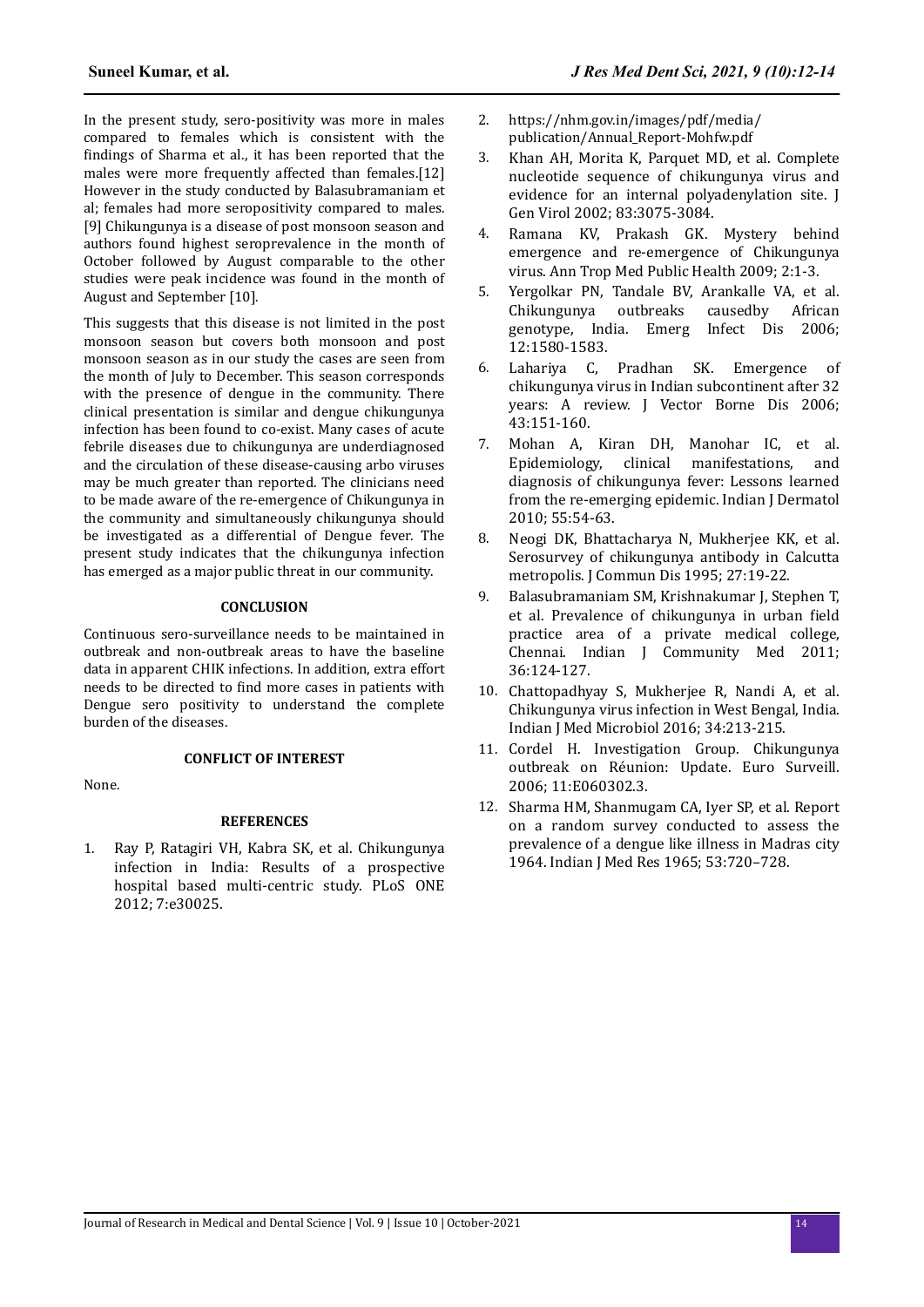In the present study, sero-positivity was more in males compared to females which is consistent with the findings of Sharma et al., it has been reported that the males were more frequently affected than females.[12] However in the study conducted by Balasubramaniam et al; females had more seropositivity compared to males.[9] Chikungunya is a disease of post monsoon season and authors found highest seroprevalence in the month of October followed by August comparable to the other studies were peak incidence was found in the month of August and September [10].

This suggests that this disease is not limited in the post monsoon season but covers both monsoon and post monsoon season as in our study the cases are seen from the month of July to December. This season corresponds with the presence of dengue in the community. There clinical presentation is similar and dengue chikungunya infection has been found to co-exist. Many cases of acute febrile diseases due to chikungunya are underdiagnosed and the circulation of these disease-causing arbo viruses may be much greater than reported. The clinicians need to be made aware of the re-emergence of Chikungunya in the community and simultaneously chikungunya should be investigated as a differential of Dengue fever. The present study indicates that the chikungunya infection has emerged as a major public threat in our community.

## CONCLUSION

Continuous sero-surveillance needs to be maintained in outbreak and non-outbreak areas to have the baseline data in apparent CHIK infections. In addition, extra effort needs to be directed to find more cases in patients with Dengue sero positivity to understand the complete burden of the diseases.

## CONFLICT OF INTEREST

None.

## REFERENCES

1. Ray P, Ratagiri VH, Kabra SK, et al. Chikungunya infection in India: Results of a prospective hospital based multi-centric study. PLoS ONE 2012; 7:e30025.
2. https://nhm.gov.in/images/pdf/media/publication/Annual_Report-Mohfw.pdf
3. Khan AH, Morita K, Parquet MD, et al. Complete nucleotide sequence of chikungunya virus and evidence for an internal polyadenylation site. J Gen Virol 2002; 83:3075-3084.
4. Ramana KV, Prakash GK. Mystery behind emergence and re-emergence of Chikungunya virus. Ann Trop Med Public Health 2009; 2:1-3.
5. Yergolkar PN, Tandale BV, Arankalle VA, et al. Chikungunya outbreaks causedby African genotype, India. Emerg Infect Dis 2006; 12:1580-1583.
6. Lahariya C, Pradhan SK. Emergence of chikungunya virus in Indian subcontinent after 32 years: A review. J Vector Borne Dis 2006; 43:151-160.
7. Mohan A, Kiran DH, Manohar IC, et al. Epidemiology, clinical manifestations, and diagnosis of chikungunya fever: Lessons learned from the re-emerging epidemic. Indian J Dermatol 2010; 55:54-63.
8. Neogi DK, Bhattacharya N, Mukherjee KK, et al. Serosurvey of chikungunya antibody in Calcutta metropolis. J Commun Dis 1995; 27:19-22.
9. Balasubramaniam SM, Krishnakumar J, Stephen T, et al. Prevalence of chikungunya in urban field practice area of a private medical college, Chennai. Indian J Community Med 2011; 36:124-127.
10. Chattopadhyay S, Mukherjee R, Nandi A, et al. Chikungunya virus infection in West Bengal, India. Indian J Med Microbiol 2016; 34:213-215.
11. Cordel H. Investigation Group. Chikungunya outbreak on Réunion: Update. Euro Surveill. 2006; 11:E060302.3.
12. Sharma HM, Shanmugam CA, Iyer SP, et al. Report on a random survey conducted to assess the prevalence of a dengue like illness in Madras city 1964. Indian J Med Res 1965; 53:720–728.